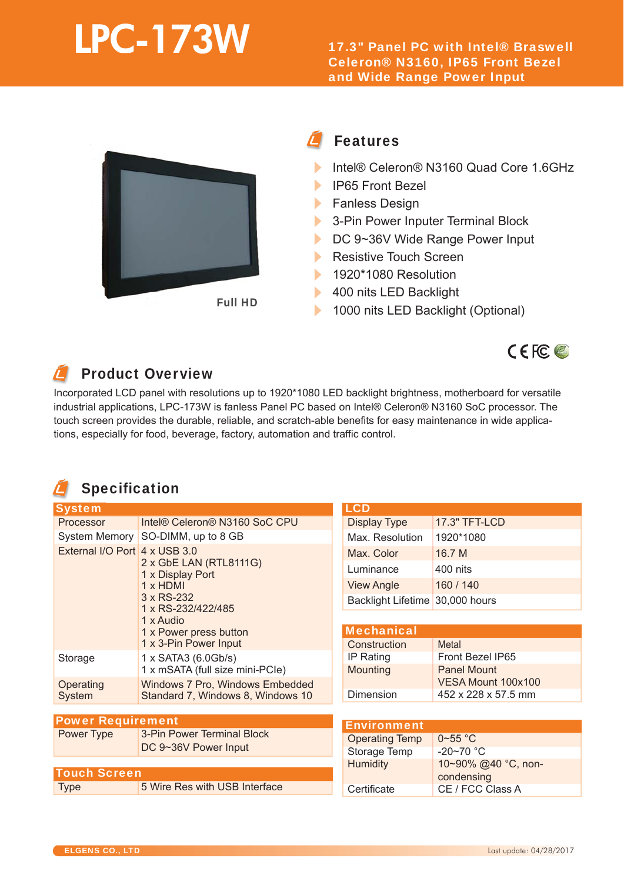# LPC-173W

**17.3" Panel PC with Intel® Braswell Celeron® N3160, IP65 Front Bezel and Wide Range Power Input**

Full HD

## Features

- Intel® Celeron® N3160 Quad Core 1.6GHz
- IP65 Front Bezel
- Fanless Design
- 3-Pin Power Inputer Terminal Block
- DC 9~36V Wide Range Power Input
- Resistive Touch Screen
- 1920*1080 Resolution
- 400 nits LED Backlight
- 1000 nits LED Backlight (Optional)

## Product Overview

Incorporated LCD panel with resolutions up to 1920*1080 LED backlight brightness, motherboard for versatile industrial applications, LPC-173W is fanless Panel PC based on Intel® Celeron® N3160 SoC processor. The touch screen provides the durable, reliable, and scratch-able benefits for easy maintenance in wide applications, especially for food, beverage, factory, automation and traffic control.

## Specification

| System | |
|---|---|
| Processor | Intel® Celeron® N3160 SoC CPU |
| System Memory | SO-DIMM, up to 8 GB |
| External I/O Port | 4 x USB 3.0<br>2 x GbE LAN (RTL8111G)<br>1 x Display Port<br>1 x HDMI<br>3 x RS-232<br>1 x RS-232/422/485<br>1 x Audio<br>1 x Power press button<br>1 x 3-Pin Power Input |
| Storage | 1 x SATA3 (6.0Gb/s)<br>1 x mSATA (full size mini-PCIe) |
| Operating System | Windows 7 Pro, Windows Embedded Standard 7, Windows 8, Windows 10 |

| Power Requirement | |
|---|---|
| Power Type | 3-Pin Power Terminal Block<br>DC 9~36V Power Input |

| Touch Screen | |
|---|---|
| Type | 5 Wire Res with USB Interface |

| LCD | |
|---|---|
| Display Type | 17.3" TFT-LCD |
| Max. Resolution | 1920*1080 |
| Max. Color | 16.7 M |
| Luminance | 400 nits |
| View Angle | 160 / 140 |
| Backlight Lifetime | 30,000 hours |

| Mechanical | |
|---|---|
| Construction | Metal |
| IP Rating | Front Bezel IP65 |
| Mounting | Panel Mount<br>VESA Mount 100x100 |
| Dimension | 452 x 228 x 57.5 mm |

| Environment | |
|---|---|
| Operating Temp | 0~55 °C |
| Storage Temp | -20~70 °C |
| Humidity | 10~90% @40 °C, non-condensing |
| Certificate | CE / FCC Class A |

ELGENS CO., LTD

Last update: 04/28/2017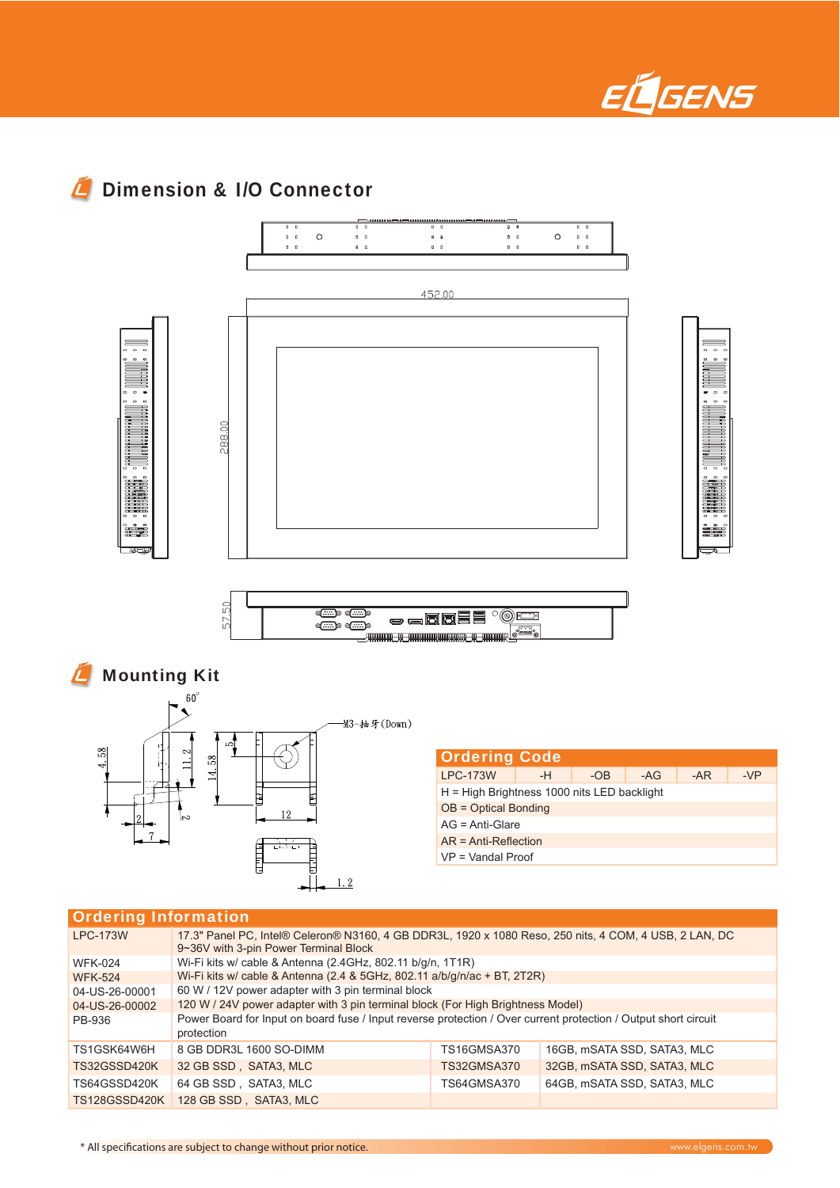## Dimension & I/O Connector

452.00

298.00

57.50

## Mounting Kit

60°

M3-抽牙(Down)

4.58

11.2

14.58

5

2

7

2

12

1.2

### Ordering Code

| | | | | | |
|---|---|---|---|---|---|
| LPC-173W | -H | -OB | -AG | -AR | -VP |
| H = High Brightness 1000 nits LED backlight | | | | | |
| OB = Optical Bonding | | | | | |
| AG = Anti-Glare | | | | | |
| AR = Anti-Reflection | | | | | |
| VP = Vandal Proof | | | | | |

### Ordering Information

| | | | |
|---|---|---|---|
| LPC-173W | 17.3" Panel PC, Intel® Celeron® N3160, 4 GB DDR3L, 1920 x 1080 Reso, 250 nits, 4 COM, 4 USB, 2 LAN, DC 9~36V with 3-pin Power Terminal Block | | |
| WFK-024 | Wi-Fi kits w/ cable & Antenna (2.4GHz, 802.11 b/g/n, 1T1R) | | |
| WFK-524 | Wi-Fi kits w/ cable & Antenna (2.4 & 5GHz, 802.11 a/b/g/n/ac + BT, 2T2R) | | |
| 04-US-26-00001 | 60 W / 12V power adapter with 3 pin terminal block | | |
| 04-US-26-00002 | 120 W / 24V power adapter with 3 pin terminal block (For High Brightness Model) | | |
| PB-936 | Power Board for Input on board fuse / Input reverse protection / Over current protection / Output short circuit protection | | |
| TS1GSK64W6H | 8 GB DDR3L 1600 SO-DIMM | TS16GMSA370 | 16GB, mSATA SSD, SATA3, MLC |
| TS32GSSD420K | 32 GB SSD， SATA3, MLC | TS32GMSA370 | 32GB, mSATA SSD, SATA3, MLC |
| TS64GSSD420K | 64 GB SSD， SATA3, MLC | TS64GMSA370 | 64GB, mSATA SSD, SATA3, MLC |
| TS128GSSD420K | 128 GB SSD， SATA3, MLC | | |

* All specifications are subject to change without prior notice.

www.elgens.com.tw